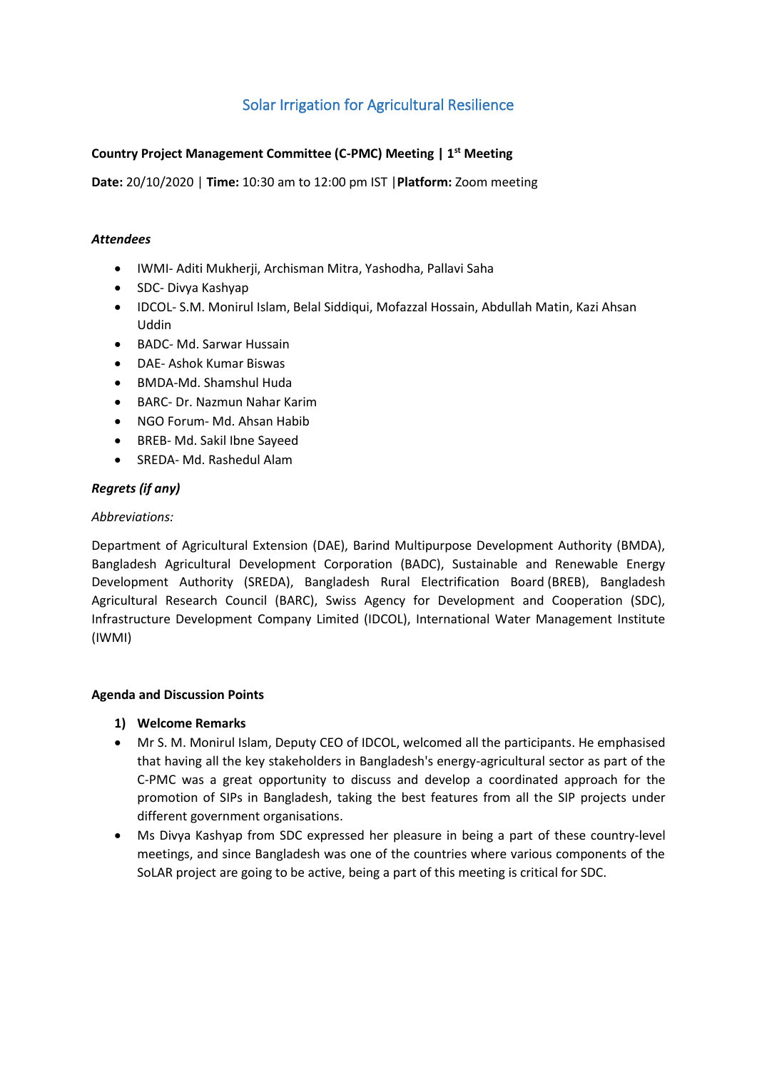# Solar Irrigation for Agricultural Resilience

**Country Project Management Committee (C-PMC) Meeting | 1st Meeting**

**Date:** 20/10/2020 | **Time:** 10:30 am to 12:00 pm IST | **Platform:** Zoom meeting

***Attendees***

- IWMI- Aditi Mukherji, Archisman Mitra, Yashodha, Pallavi Saha
- SDC- Divya Kashyap
- IDCOL- S.M. Monirul Islam, Belal Siddiqui, Mofazzal Hossain, Abdullah Matin, Kazi Ahsan Uddin
- BADC- Md. Sarwar Hussain
- DAE- Ashok Kumar Biswas
- BMDA-Md. Shamshul Huda
- BARC- Dr. Nazmun Nahar Karim
- NGO Forum- Md. Ahsan Habib
- BREB- Md. Sakil Ibne Sayeed
- SREDA- Md. Rashedul Alam

***Regrets (if any)***

*Abbreviations:*

Department of Agricultural Extension (DAE), Barind Multipurpose Development Authority (BMDA), Bangladesh Agricultural Development Corporation (BADC), Sustainable and Renewable Energy Development Authority (SREDA), Bangladesh Rural Electrification Board (BREB), Bangladesh Agricultural Research Council (BARC), Swiss Agency for Development and Cooperation (SDC), Infrastructure Development Company Limited (IDCOL), International Water Management Institute (IWMI)

**Agenda and Discussion Points**

1) **Welcome Remarks**

- Mr S. M. Monirul Islam, Deputy CEO of IDCOL, welcomed all the participants. He emphasised that having all the key stakeholders in Bangladesh's energy-agricultural sector as part of the C-PMC was a great opportunity to discuss and develop a coordinated approach for the promotion of SIPs in Bangladesh, taking the best features from all the SIP projects under different government organisations.
- Ms Divya Kashyap from SDC expressed her pleasure in being a part of these country-level meetings, and since Bangladesh was one of the countries where various components of the SoLAR project are going to be active, being a part of this meeting is critical for SDC.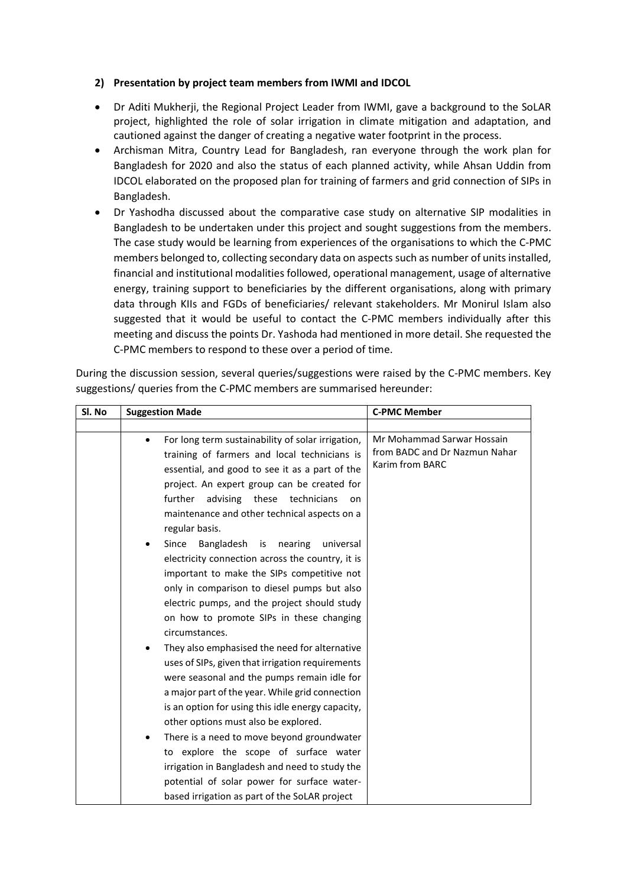**2) Presentation by project team members from IWMI and IDCOL**

- Dr Aditi Mukherji, the Regional Project Leader from IWMI, gave a background to the SoLAR project, highlighted the role of solar irrigation in climate mitigation and adaptation, and cautioned against the danger of creating a negative water footprint in the process.
- Archisman Mitra, Country Lead for Bangladesh, ran everyone through the work plan for Bangladesh for 2020 and also the status of each planned activity, while Ahsan Uddin from IDCOL elaborated on the proposed plan for training of farmers and grid connection of SIPs in Bangladesh.
- Dr Yashodha discussed about the comparative case study on alternative SIP modalities in Bangladesh to be undertaken under this project and sought suggestions from the members. The case study would be learning from experiences of the organisations to which the C-PMC members belonged to, collecting secondary data on aspects such as number of units installed, financial and institutional modalities followed, operational management, usage of alternative energy, training support to beneficiaries by the different organisations, along with primary data through KIIs and FGDs of beneficiaries/ relevant stakeholders. Mr Monirul Islam also suggested that it would be useful to contact the C-PMC members individually after this meeting and discuss the points Dr. Yashoda had mentioned in more detail. She requested the C-PMC members to respond to these over a period of time.

During the discussion session, several queries/suggestions were raised by the C-PMC members. Key suggestions/ queries from the C-PMC members are summarised hereunder:

| Sl. No | Suggestion Made | C-PMC Member |
|---|---|---|
| | | |
| | • For long term sustainability of solar irrigation, training of farmers and local technicians is essential, and good to see it as a part of the project. An expert group can be created for further advising these technicians on maintenance and other technical aspects on a regular basis. <br> • Since Bangladesh is nearing universal electricity connection across the country, it is important to make the SIPs competitive not only in comparison to diesel pumps but also electric pumps, and the project should study on how to promote SIPs in these changing circumstances. <br> • They also emphasised the need for alternative uses of SIPs, given that irrigation requirements were seasonal and the pumps remain idle for a major part of the year. While grid connection is an option for using this idle energy capacity, other options must also be explored. <br> • There is a need to move beyond groundwater to explore the scope of surface water irrigation in Bangladesh and need to study the potential of solar power for surface water-based irrigation as part of the SoLAR project | Mr Mohammad Sarwar Hossain from BADC and Dr Nazmun Nahar Karim from BARC |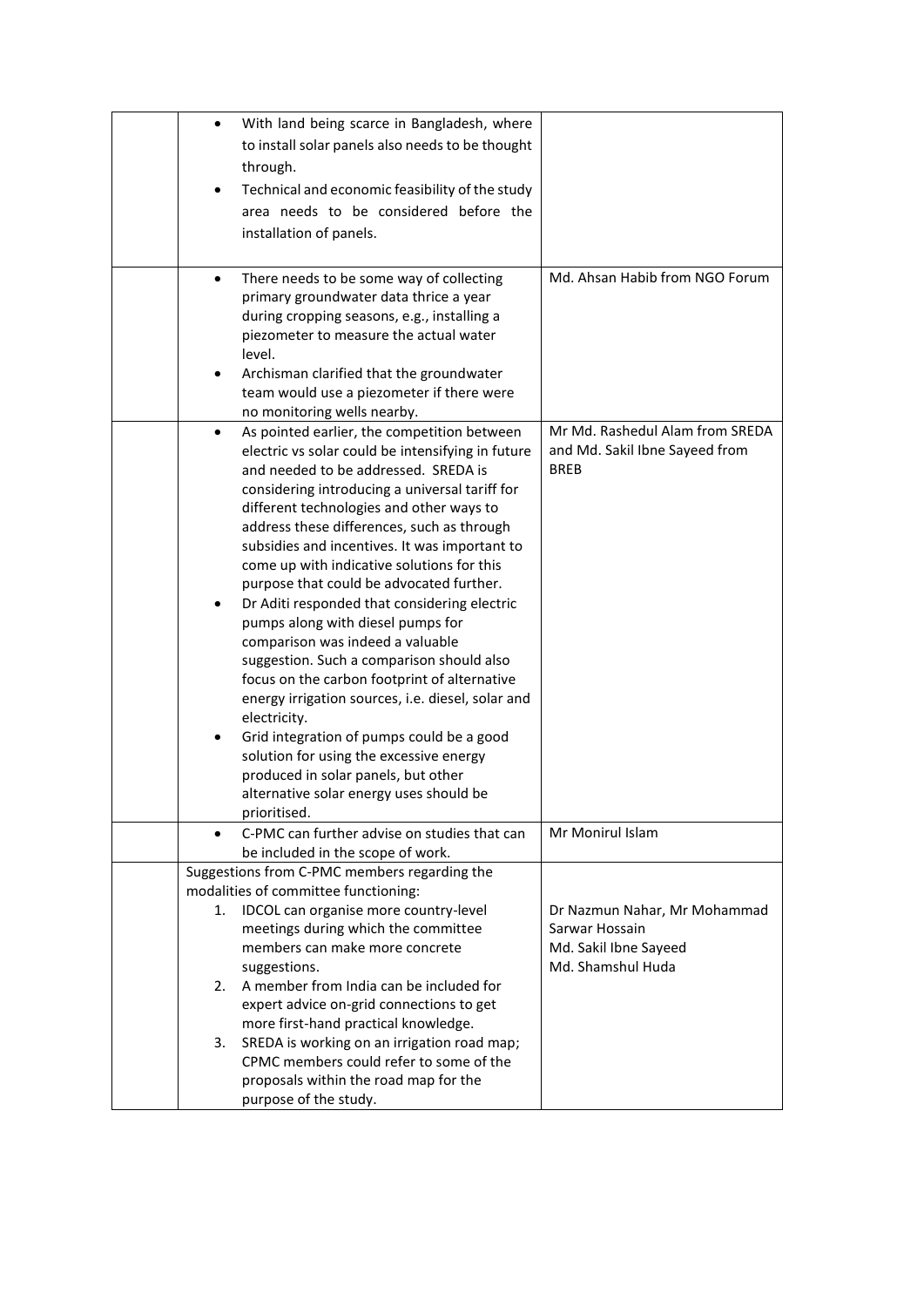| | | |
|---|---|---|
| | • With land being scarce in Bangladesh, where to install solar panels also needs to be thought through.<br>• Technical and economic feasibility of the study area needs to be considered before the installation of panels. | |
| | • There needs to be some way of collecting primary groundwater data thrice a year during cropping seasons, e.g., installing a piezometer to measure the actual water level.<br>• Archisman clarified that the groundwater team would use a piezometer if there were no monitoring wells nearby. | Md. Ahsan Habib from NGO Forum |
| | • As pointed earlier, the competition between electric vs solar could be intensifying in future and needed to be addressed. SREDA is considering introducing a universal tariff for different technologies and other ways to address these differences, such as through subsidies and incentives. It was important to come up with indicative solutions for this purpose that could be advocated further.<br>• Dr Aditi responded that considering electric pumps along with diesel pumps for comparison was indeed a valuable suggestion. Such a comparison should also focus on the carbon footprint of alternative energy irrigation sources, i.e. diesel, solar and electricity.<br>• Grid integration of pumps could be a good solution for using the excessive energy produced in solar panels, but other alternative solar energy uses should be prioritised. | Mr Md. Rashedul Alam from SREDA and Md. Sakil Ibne Sayeed from BREB |
| | • C-PMC can further advise on studies that can be included in the scope of work. | Mr Monirul Islam |
| | Suggestions from C-PMC members regarding the modalities of committee functioning:<br>1. IDCOL can organise more country-level meetings during which the committee members can make more concrete suggestions.<br>2. A member from India can be included for expert advice on-grid connections to get more first-hand practical knowledge.<br>3. SREDA is working on an irrigation road map; CPMC members could refer to some of the proposals within the road map for the purpose of the study. | Dr Nazmun Nahar, Mr Mohammad Sarwar Hossain<br>Md. Sakil Ibne Sayeed<br>Md. Shamshul Huda |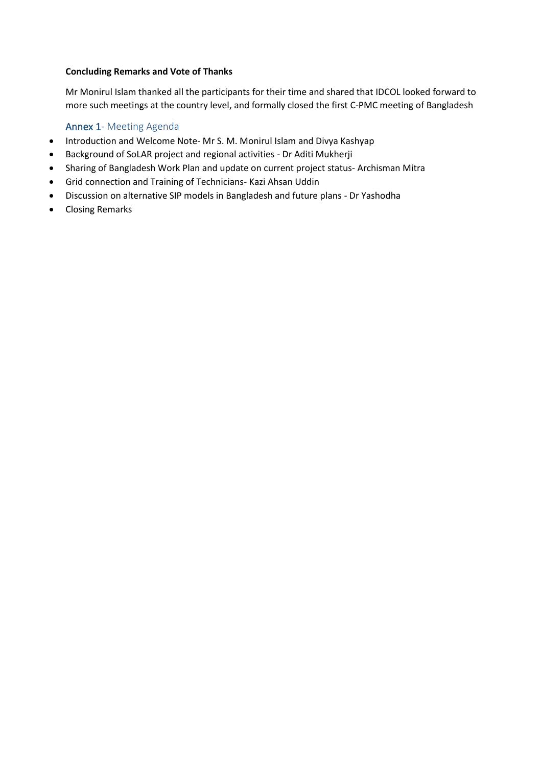**Concluding Remarks and Vote of Thanks**

Mr Monirul Islam thanked all the participants for their time and shared that IDCOL looked forward to more such meetings at the country level, and formally closed the first C-PMC meeting of Bangladesh

## Annex 1- Meeting Agenda

- Introduction and Welcome Note- Mr S. M. Monirul Islam and Divya Kashyap
- Background of SoLAR project and regional activities - Dr Aditi Mukherji
- Sharing of Bangladesh Work Plan and update on current project status- Archisman Mitra
- Grid connection and Training of Technicians- Kazi Ahsan Uddin
- Discussion on alternative SIP models in Bangladesh and future plans - Dr Yashodha
- Closing Remarks